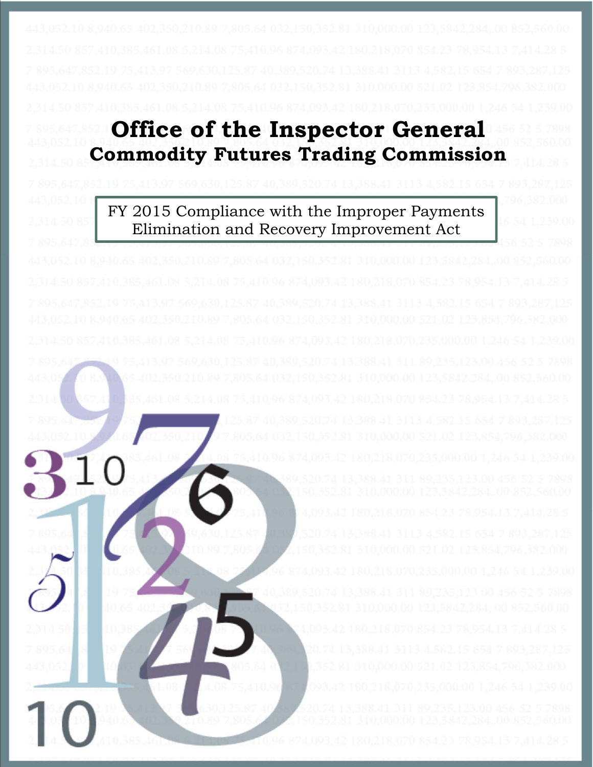# Office of the Inspector General

## Commodity Futures Trading Commission

FY 2015 Compliance with the Improper Payments Elimination and Recovery Improvement Act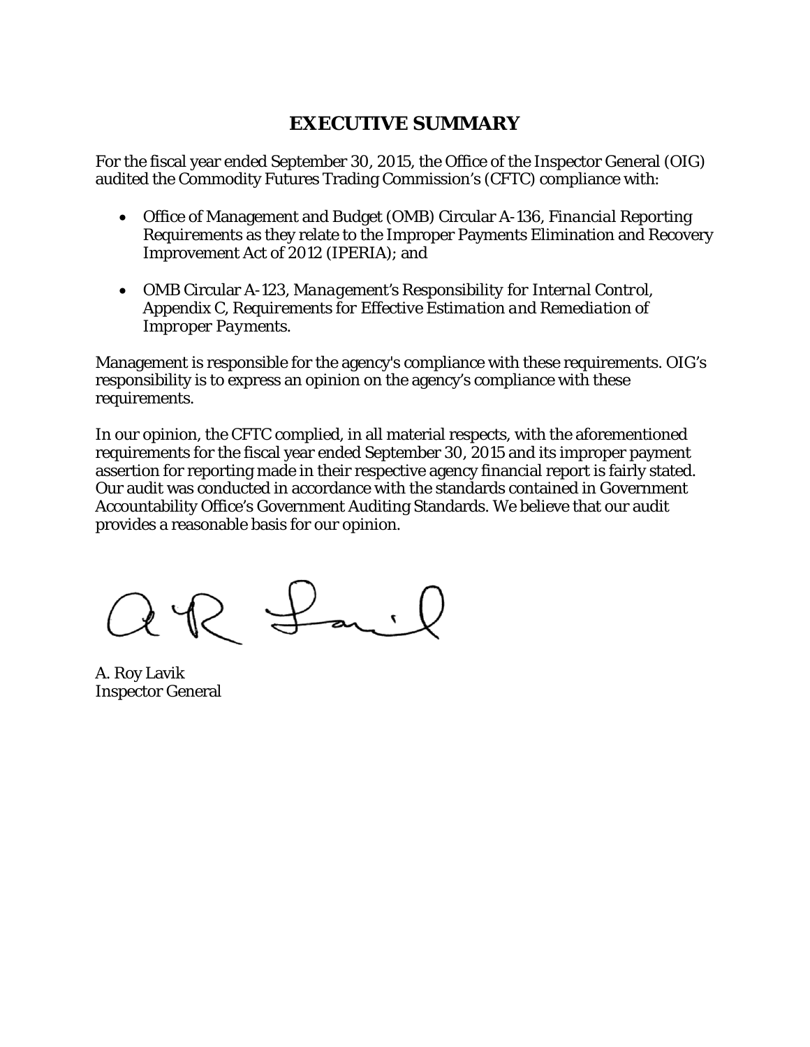# EXECUTIVE SUMMARY

For the fiscal year ended September 30, 2015, the Office of the Inspector General (OIG) audited the Commodity Futures Trading Commission's (CFTC) compliance with:

- Office of Management and Budget (OMB) Circular A-136, *Financial Reporting Requirements* as they relate to the Improper Payments Elimination and Recovery Improvement Act of 2012 (IPERIA); and
- OMB Circular A-123, *Management's Responsibility for Internal Control*, Appendix C, *Requirements for Effective Estimation and Remediation of Improper Payments*.

Management is responsible for the agency's compliance with these requirements. OIG's responsibility is to express an opinion on the agency's compliance with these requirements.

In our opinion, the CFTC complied, in all material respects, with the aforementioned requirements for the fiscal year ended September 30, 2015 and its improper payment assertion for reporting made in their respective agency financial report is fairly stated. Our audit was conducted in accordance with the standards contained in Government Accountability Office's Government Auditing Standards. We believe that our audit provides a reasonable basis for our opinion.

A. Roy Lavik
Inspector General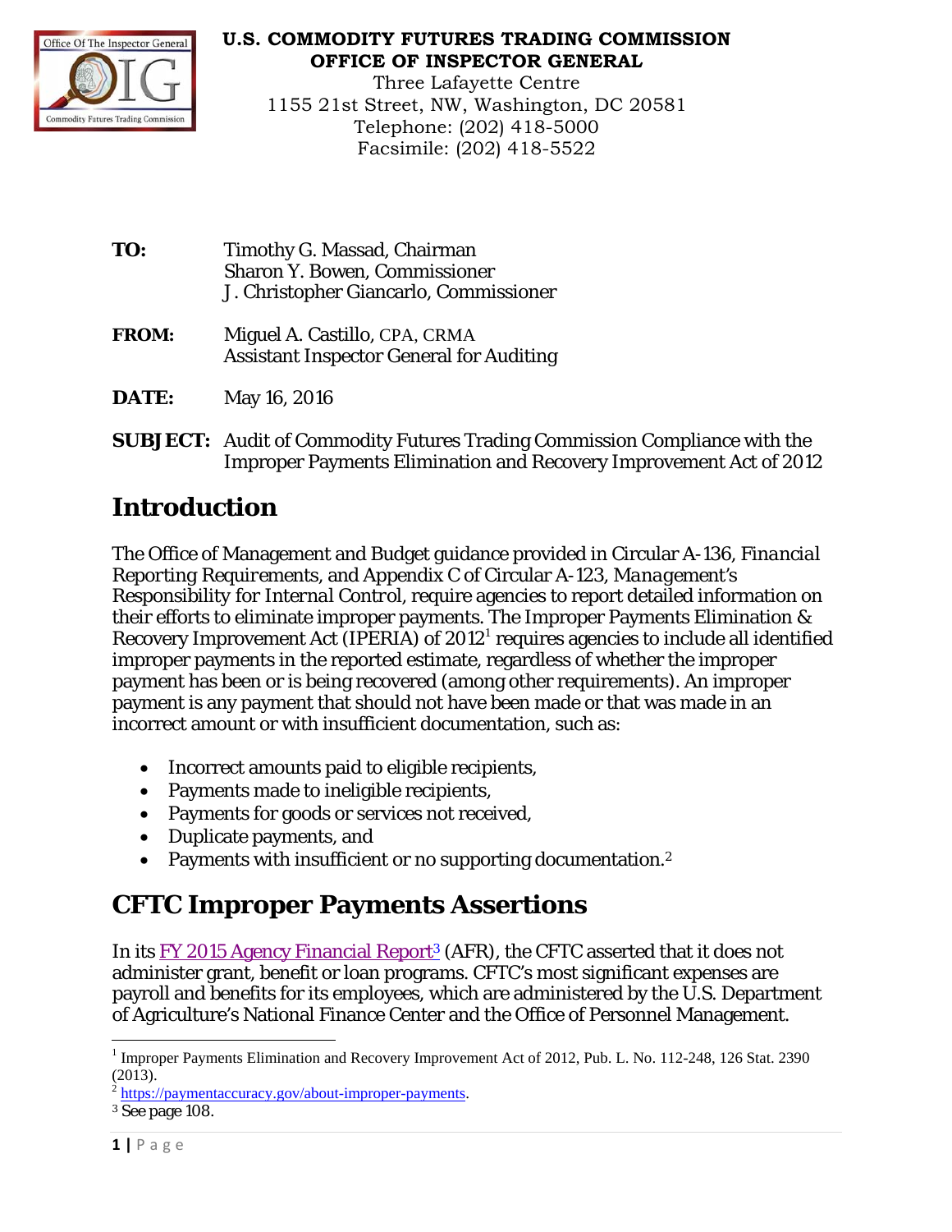**U.S. COMMODITY FUTURES TRADING COMMISSION**
**OFFICE OF INSPECTOR GENERAL**
Three Lafayette Centre
1155 21st Street, NW, Washington, DC 20581
Telephone: (202) 418-5000
Facsimile: (202) 418-5522

**TO:** Timothy G. Massad, Chairman
Sharon Y. Bowen, Commissioner
J. Christopher Giancarlo, Commissioner

**FROM:** Miguel A. Castillo, CPA, CRMA
Assistant Inspector General for Auditing

**DATE:** May 16, 2016

**SUBJECT:** Audit of Commodity Futures Trading Commission Compliance with the Improper Payments Elimination and Recovery Improvement Act of 2012

# Introduction

The Office of Management and Budget guidance provided in Circular A-136, *Financial Reporting Requirements*, and Appendix C of Circular A-123, *Management's Responsibility for Internal Control*, require agencies to report detailed information on their efforts to eliminate improper payments. The Improper Payments Elimination & Recovery Improvement Act (IPERIA) of 2012[1] requires agencies to include all identified improper payments in the reported estimate, regardless of whether the improper payment has been or is being recovered (among other requirements). An improper payment is any payment that should not have been made or that was made in an incorrect amount or with insufficient documentation, such as:

- Incorrect amounts paid to eligible recipients,
- Payments made to ineligible recipients,
- Payments for goods or services not received,
- Duplicate payments, and
- Payments with insufficient or no supporting documentation.[2]

# CFTC Improper Payments Assertions

In its FY 2015 Agency Financial Report[3] (AFR), the CFTC asserted that it does not administer grant, benefit or loan programs. CFTC's most significant expenses are payroll and benefits for its employees, which are administered by the U.S. Department of Agriculture's National Finance Center and the Office of Personnel Management.

[1] Improper Payments Elimination and Recovery Improvement Act of 2012, Pub. L. No. 112-248, 126 Stat. 2390 (2013).
[2] https://paymentaccuracy.gov/about-improper-payments.
[3] See page 108.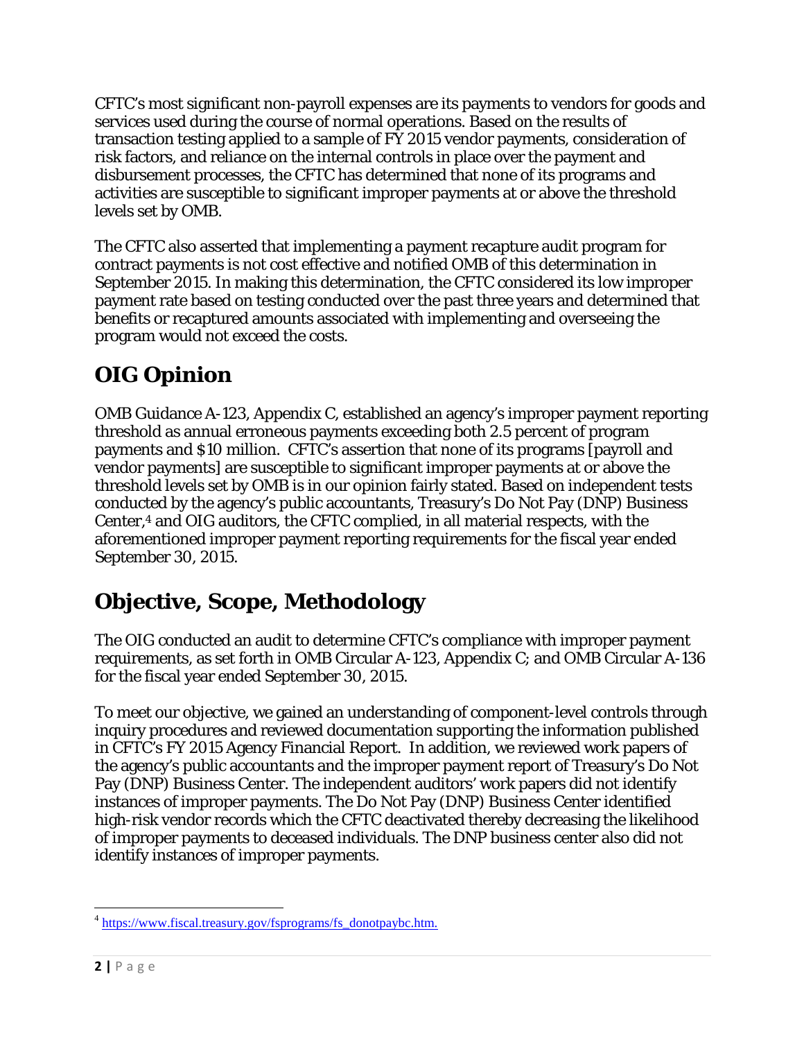CFTC's most significant non-payroll expenses are its payments to vendors for goods and services used during the course of normal operations. Based on the results of transaction testing applied to a sample of FY 2015 vendor payments, consideration of risk factors, and reliance on the internal controls in place over the payment and disbursement processes, the CFTC has determined that none of its programs and activities are susceptible to significant improper payments at or above the threshold levels set by OMB.

The CFTC also asserted that implementing a payment recapture audit program for contract payments is not cost effective and notified OMB of this determination in September 2015. In making this determination, the CFTC considered its low improper payment rate based on testing conducted over the past three years and determined that benefits or recaptured amounts associated with implementing and overseeing the program would not exceed the costs.

## OIG Opinion

OMB Guidance A-123, Appendix C, established an agency's improper payment reporting threshold as annual erroneous payments exceeding both 2.5 percent of program payments and $10 million. CFTC's assertion that none of its programs [payroll and vendor payments] are susceptible to significant improper payments at or above the threshold levels set by OMB is in our opinion fairly stated. Based on independent tests conducted by the agency's public accountants, Treasury's Do Not Pay (DNP) Business Center,[4] and OIG auditors, the CFTC complied, in all material respects, with the aforementioned improper payment reporting requirements for the fiscal year ended September 30, 2015.

## Objective, Scope, Methodology

The OIG conducted an audit to determine CFTC's compliance with improper payment requirements, as set forth in OMB Circular A-123, Appendix C; and OMB Circular A-136 for the fiscal year ended September 30, 2015.

To meet our objective, we gained an understanding of component-level controls through inquiry procedures and reviewed documentation supporting the information published in CFTC's FY 2015 Agency Financial Report. In addition, we reviewed work papers of the agency's public accountants and the improper payment report of Treasury's Do Not Pay (DNP) Business Center. The independent auditors' work papers did not identify instances of improper payments. The Do Not Pay (DNP) Business Center identified high-risk vendor records which the CFTC deactivated thereby decreasing the likelihood of improper payments to deceased individuals. The DNP business center also did not identify instances of improper payments.

[4] https://www.fiscal.treasury.gov/fsprograms/fs_donotpaybc.htm.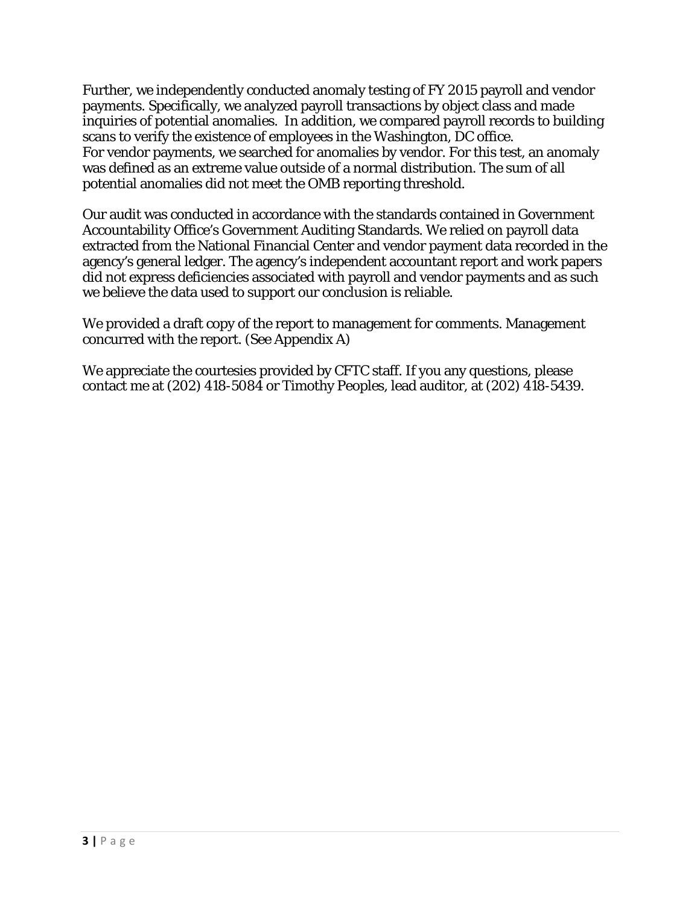Further, we independently conducted anomaly testing of FY 2015 payroll and vendor payments. Specifically, we analyzed payroll transactions by object class and made inquiries of potential anomalies. In addition, we compared payroll records to building scans to verify the existence of employees in the Washington, DC office. For vendor payments, we searched for anomalies by vendor. For this test, an anomaly was defined as an extreme value outside of a normal distribution. The sum of all potential anomalies did not meet the OMB reporting threshold.

Our audit was conducted in accordance with the standards contained in Government Accountability Office's Government Auditing Standards. We relied on payroll data extracted from the National Financial Center and vendor payment data recorded in the agency's general ledger. The agency's independent accountant report and work papers did not express deficiencies associated with payroll and vendor payments and as such we believe the data used to support our conclusion is reliable.

We provided a draft copy of the report to management for comments. Management concurred with the report. (See Appendix A)

We appreciate the courtesies provided by CFTC staff. If you any questions, please contact me at (202) 418-5084 or Timothy Peoples, lead auditor, at (202) 418-5439.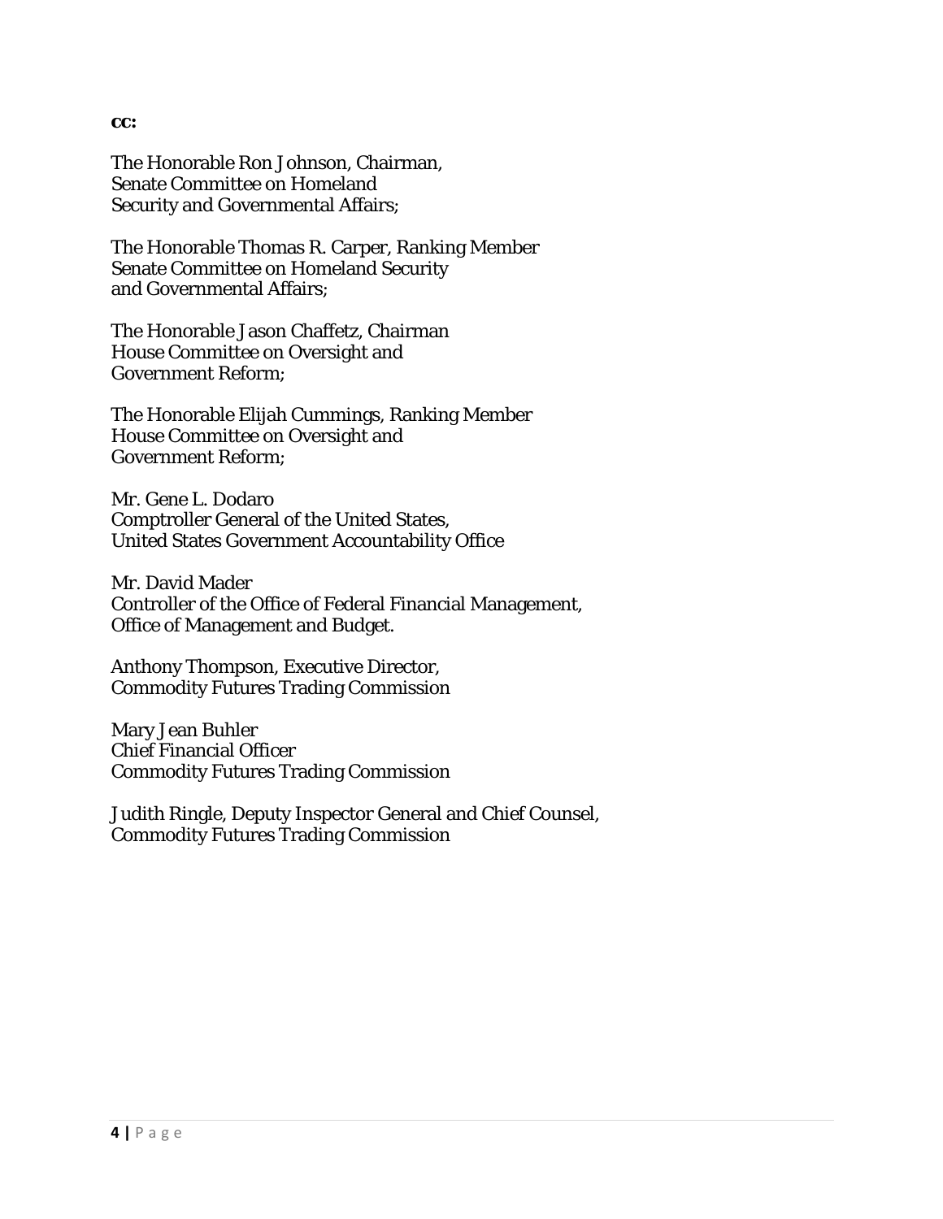**cc:**

The Honorable Ron Johnson, Chairman,
Senate Committee on Homeland
Security and Governmental Affairs;

The Honorable Thomas R. Carper, Ranking Member
Senate Committee on Homeland Security
and Governmental Affairs;

The Honorable Jason Chaffetz, Chairman
House Committee on Oversight and
Government Reform;

The Honorable Elijah Cummings, Ranking Member
House Committee on Oversight and
Government Reform;

Mr. Gene L. Dodaro
Comptroller General of the United States,
United States Government Accountability Office

Mr. David Mader
Controller of the Office of Federal Financial Management,
Office of Management and Budget.

Anthony Thompson, Executive Director,
Commodity Futures Trading Commission

Mary Jean Buhler
Chief Financial Officer
Commodity Futures Trading Commission

Judith Ringle, Deputy Inspector General and Chief Counsel,
Commodity Futures Trading Commission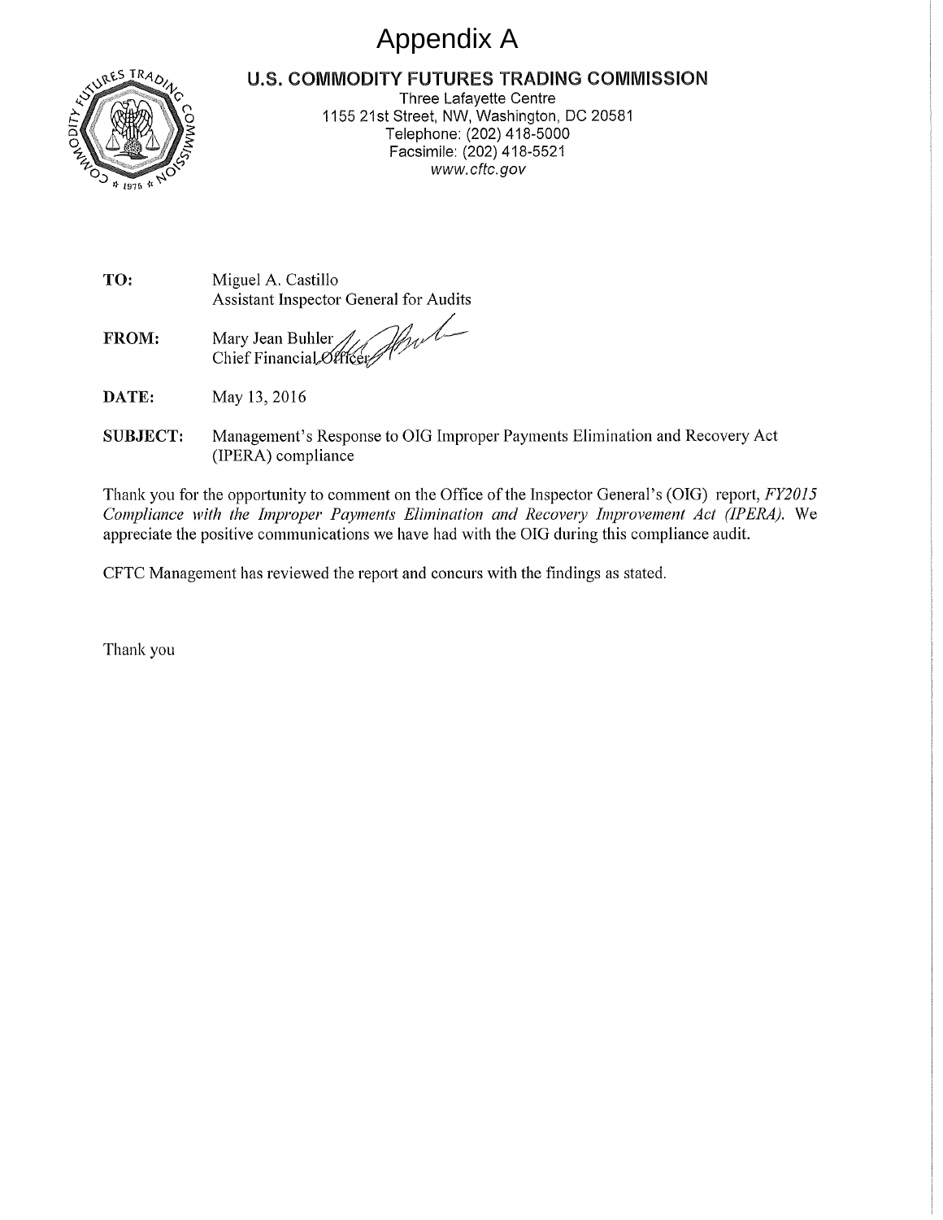# Appendix A

## U.S. COMMODITY FUTURES TRADING COMMISSION

Three Lafayette Centre
1155 21st Street, NW, Washington, DC 20581
Telephone: (202) 418-5000
Facsimile: (202) 418-5521
*www.cftc.gov*

**TO:** Miguel A. Castillo
Assistant Inspector General for Audits

**FROM:** Mary Jean Buhler
Chief Financial Officer

**DATE:** May 13, 2016

**SUBJECT:** Management's Response to OIG Improper Payments Elimination and Recovery Act (IPERA) compliance

Thank you for the opportunity to comment on the Office of the Inspector General's (OIG) report, *FY2015 Compliance with the Improper Payments Elimination and Recovery Improvement Act (IPERA).* We appreciate the positive communications we have had with the OIG during this compliance audit.

CFTC Management has reviewed the report and concurs with the findings as stated.

Thank you